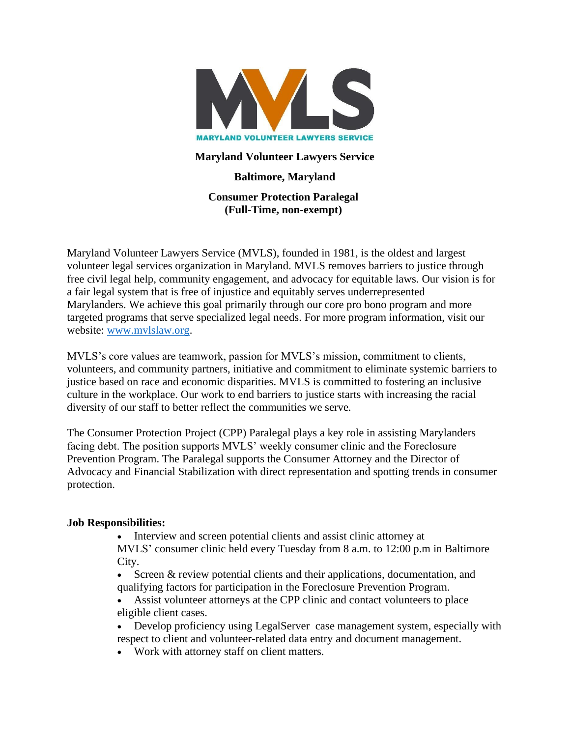**MARYLAND VOLUNTEER LAWYERS SERVICE**

**Maryland Volunteer Lawyers Service**

**Baltimore, Maryland**

**Consumer Protection Paralegal (Full-Time, non-exempt)**

Maryland Volunteer Lawyers Service (MVLS), founded in 1981, is the oldest and largest volunteer legal services organization in Maryland. MVLS removes barriers to justice through free civil legal help, community engagement, and advocacy for equitable laws. Our vision is for a fair legal system that is free of injustice and equitably serves underrepresented Marylanders. We achieve this goal primarily through our core pro bono program and more targeted programs that serve specialized legal needs. For more program information, visit our website: www.mvlslaw.org.

MVLS's core values are teamwork, passion for MVLS's mission, commitment to clients, volunteers, and community partners, initiative and commitment to eliminate systemic barriers to justice based on race and economic disparities. MVLS is committed to fostering an inclusive culture in the workplace. Our work to end barriers to justice starts with increasing the racial diversity of our staff to better reflect the communities we serve.

The Consumer Protection Project (CPP) Paralegal plays a key role in assisting Marylanders facing debt. The position supports MVLS' weekly consumer clinic and the Foreclosure Prevention Program. The Paralegal supports the Consumer Attorney and the Director of Advocacy and Financial Stabilization with direct representation and spotting trends in consumer protection.

**Job Responsibilities:**

- Interview and screen potential clients and assist clinic attorney at MVLS' consumer clinic held every Tuesday from 8 a.m. to 12:00 p.m in Baltimore City.
- Screen & review potential clients and their applications, documentation, and qualifying factors for participation in the Foreclosure Prevention Program.
- Assist volunteer attorneys at the CPP clinic and contact volunteers to place eligible client cases.
- Develop proficiency using LegalServer case management system, especially with respect to client and volunteer-related data entry and document management.
- Work with attorney staff on client matters.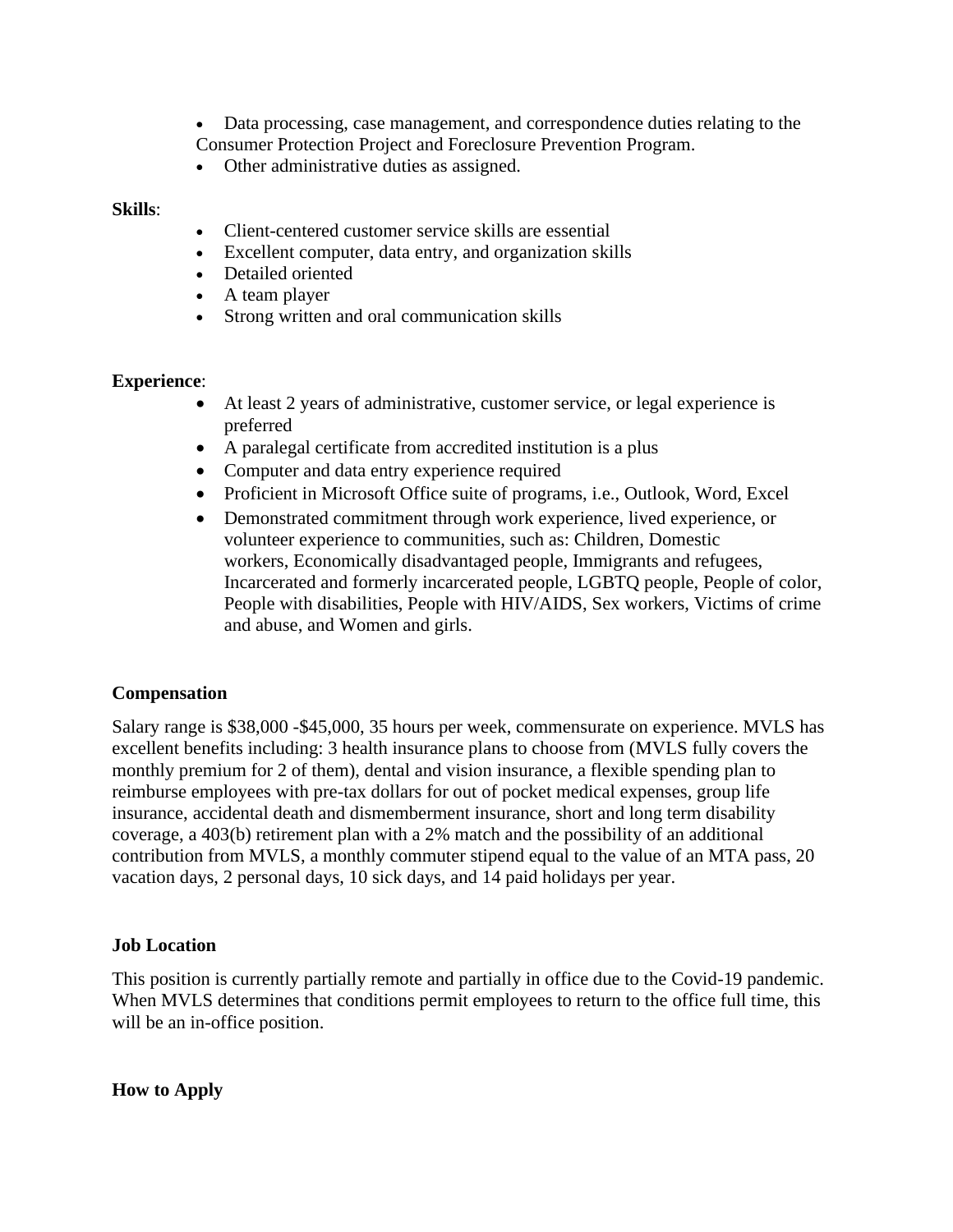- Data processing, case management, and correspondence duties relating to the Consumer Protection Project and Foreclosure Prevention Program.
- Other administrative duties as assigned.

**Skills**:

- Client-centered customer service skills are essential
- Excellent computer, data entry, and organization skills
- Detailed oriented
- A team player
- Strong written and oral communication skills

**Experience**:

- At least 2 years of administrative, customer service, or legal experience is preferred
- A paralegal certificate from accredited institution is a plus
- Computer and data entry experience required
- Proficient in Microsoft Office suite of programs, i.e., Outlook, Word, Excel
- Demonstrated commitment through work experience, lived experience, or volunteer experience to communities, such as: Children, Domestic workers, Economically disadvantaged people, Immigrants and refugees, Incarcerated and formerly incarcerated people, LGBTQ people, People of color, People with disabilities, People with HIV/AIDS, Sex workers, Victims of crime and abuse, and Women and girls.

**Compensation**

Salary range is $38,000 -$45,000, 35 hours per week, commensurate on experience. MVLS has excellent benefits including: 3 health insurance plans to choose from (MVLS fully covers the monthly premium for 2 of them), dental and vision insurance, a flexible spending plan to reimburse employees with pre-tax dollars for out of pocket medical expenses, group life insurance, accidental death and dismemberment insurance, short and long term disability coverage, a 403(b) retirement plan with a 2% match and the possibility of an additional contribution from MVLS, a monthly commuter stipend equal to the value of an MTA pass, 20 vacation days, 2 personal days, 10 sick days, and 14 paid holidays per year.

**Job Location**

This position is currently partially remote and partially in office due to the Covid-19 pandemic. When MVLS determines that conditions permit employees to return to the office full time, this will be an in-office position.

**How to Apply**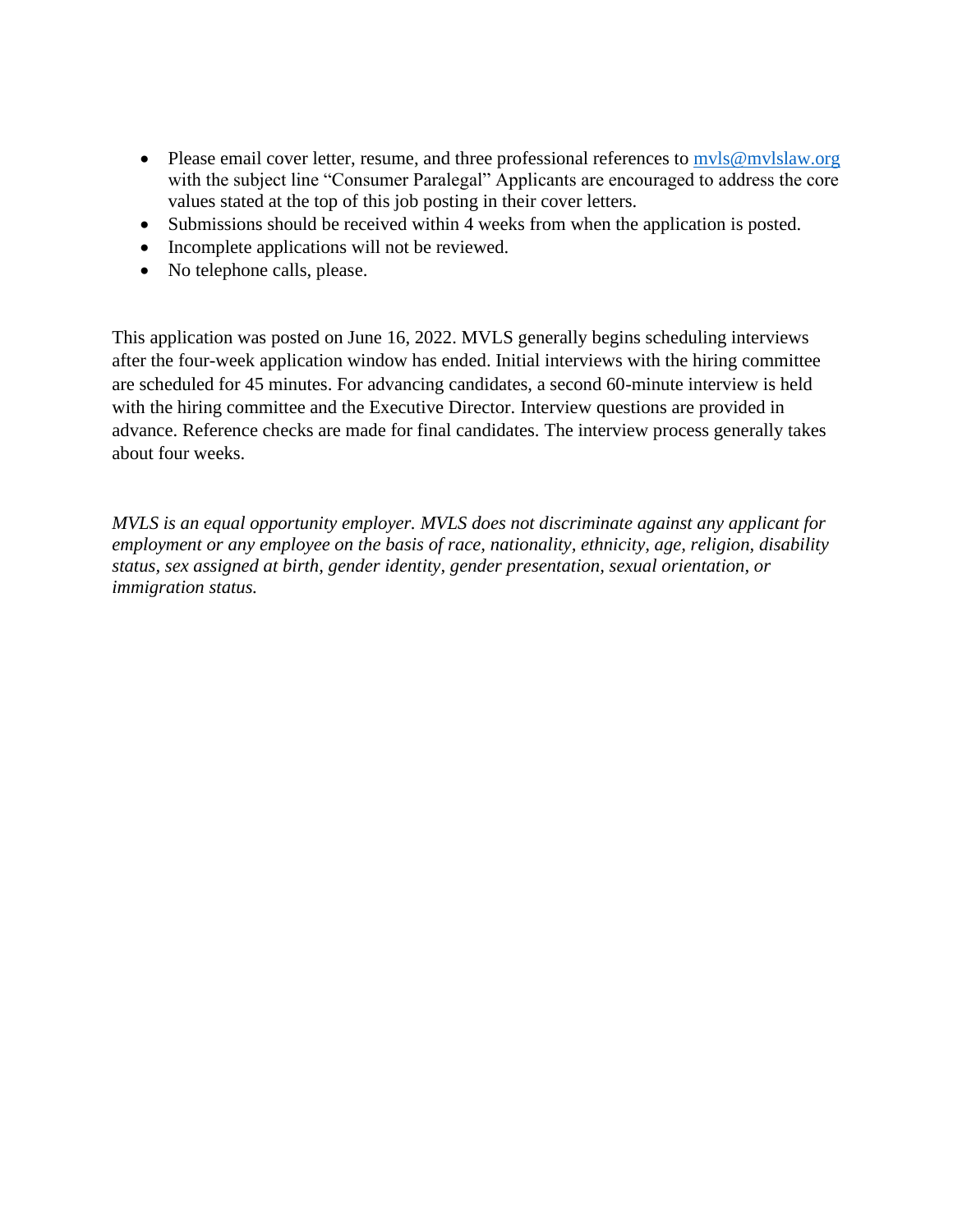- Please email cover letter, resume, and three professional references to mvls@mvlslaw.org with the subject line "Consumer Paralegal" Applicants are encouraged to address the core values stated at the top of this job posting in their cover letters.
- Submissions should be received within 4 weeks from when the application is posted.
- Incomplete applications will not be reviewed.
- No telephone calls, please.

This application was posted on June 16, 2022. MVLS generally begins scheduling interviews after the four-week application window has ended. Initial interviews with the hiring committee are scheduled for 45 minutes. For advancing candidates, a second 60-minute interview is held with the hiring committee and the Executive Director. Interview questions are provided in advance. Reference checks are made for final candidates. The interview process generally takes about four weeks.

*MVLS is an equal opportunity employer. MVLS does not discriminate against any applicant for employment or any employee on the basis of race, nationality, ethnicity, age, religion, disability status, sex assigned at birth, gender identity, gender presentation, sexual orientation, or immigration status.*